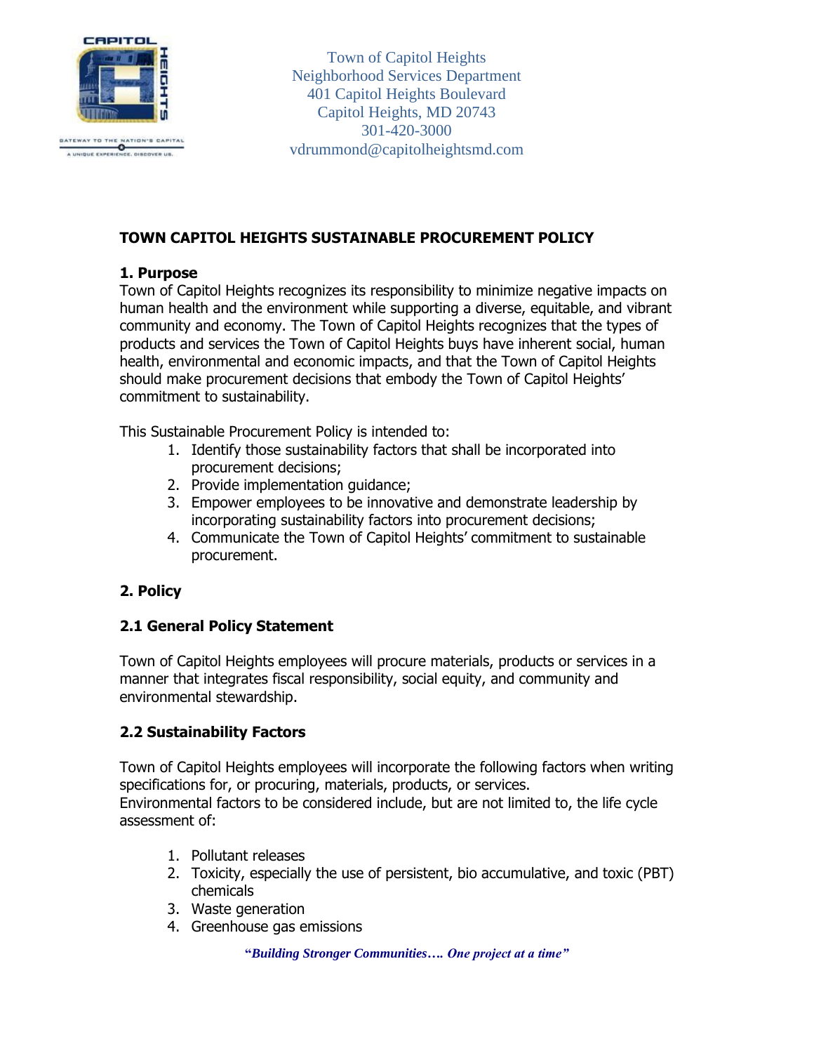Town of Capitol Heights
Neighborhood Services Department
401 Capitol Heights Boulevard
Capitol Heights, MD 20743
301-420-3000
vdrummond@capitolheightsmd.com

## TOWN CAPITOL HEIGHTS SUSTAINABLE PROCUREMENT POLICY

### 1. Purpose

Town of Capitol Heights recognizes its responsibility to minimize negative impacts on human health and the environment while supporting a diverse, equitable, and vibrant community and economy. The Town of Capitol Heights recognizes that the types of products and services the Town of Capitol Heights buys have inherent social, human health, environmental and economic impacts, and that the Town of Capitol Heights should make procurement decisions that embody the Town of Capitol Heights' commitment to sustainability.

This Sustainable Procurement Policy is intended to:

1. Identify those sustainability factors that shall be incorporated into procurement decisions;
2. Provide implementation guidance;
3. Empower employees to be innovative and demonstrate leadership by incorporating sustainability factors into procurement decisions;
4. Communicate the Town of Capitol Heights' commitment to sustainable procurement.

### 2. Policy

### 2.1 General Policy Statement

Town of Capitol Heights employees will procure materials, products or services in a manner that integrates fiscal responsibility, social equity, and community and environmental stewardship.

### 2.2 Sustainability Factors

Town of Capitol Heights employees will incorporate the following factors when writing specifications for, or procuring, materials, products, or services.
Environmental factors to be considered include, but are not limited to, the life cycle assessment of:

1. Pollutant releases
2. Toxicity, especially the use of persistent, bio accumulative, and toxic (PBT) chemicals
3. Waste generation
4. Greenhouse gas emissions

*"Building Stronger Communities…. One project at a time"*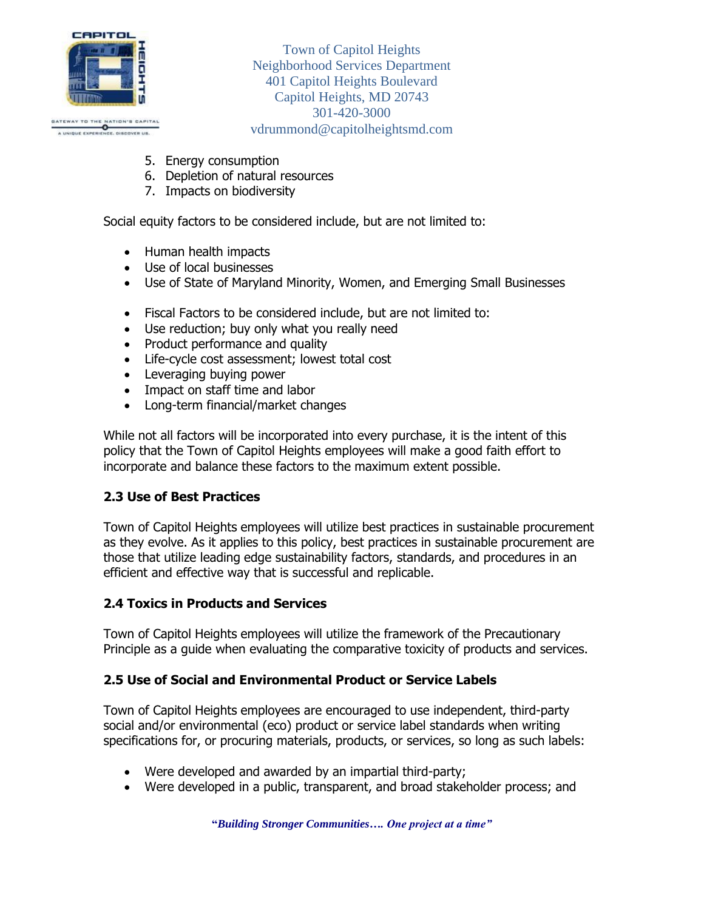5. Energy consumption
6. Depletion of natural resources
7. Impacts on biodiversity

Social equity factors to be considered include, but are not limited to:

- Human health impacts
- Use of local businesses
- Use of State of Maryland Minority, Women, and Emerging Small Businesses

- Fiscal Factors to be considered include, but are not limited to:
- Use reduction; buy only what you really need
- Product performance and quality
- Life-cycle cost assessment; lowest total cost
- Leveraging buying power
- Impact on staff time and labor
- Long-term financial/market changes

While not all factors will be incorporated into every purchase, it is the intent of this policy that the Town of Capitol Heights employees will make a good faith effort to incorporate and balance these factors to the maximum extent possible.

**2.3 Use of Best Practices**

Town of Capitol Heights employees will utilize best practices in sustainable procurement as they evolve. As it applies to this policy, best practices in sustainable procurement are those that utilize leading edge sustainability factors, standards, and procedures in an efficient and effective way that is successful and replicable.

**2.4 Toxics in Products and Services**

Town of Capitol Heights employees will utilize the framework of the Precautionary Principle as a guide when evaluating the comparative toxicity of products and services.

**2.5 Use of Social and Environmental Product or Service Labels**

Town of Capitol Heights employees are encouraged to use independent, third-party social and/or environmental (eco) product or service label standards when writing specifications for, or procuring materials, products, or services, so long as such labels:

- Were developed and awarded by an impartial third-party;
- Were developed in a public, transparent, and broad stakeholder process; and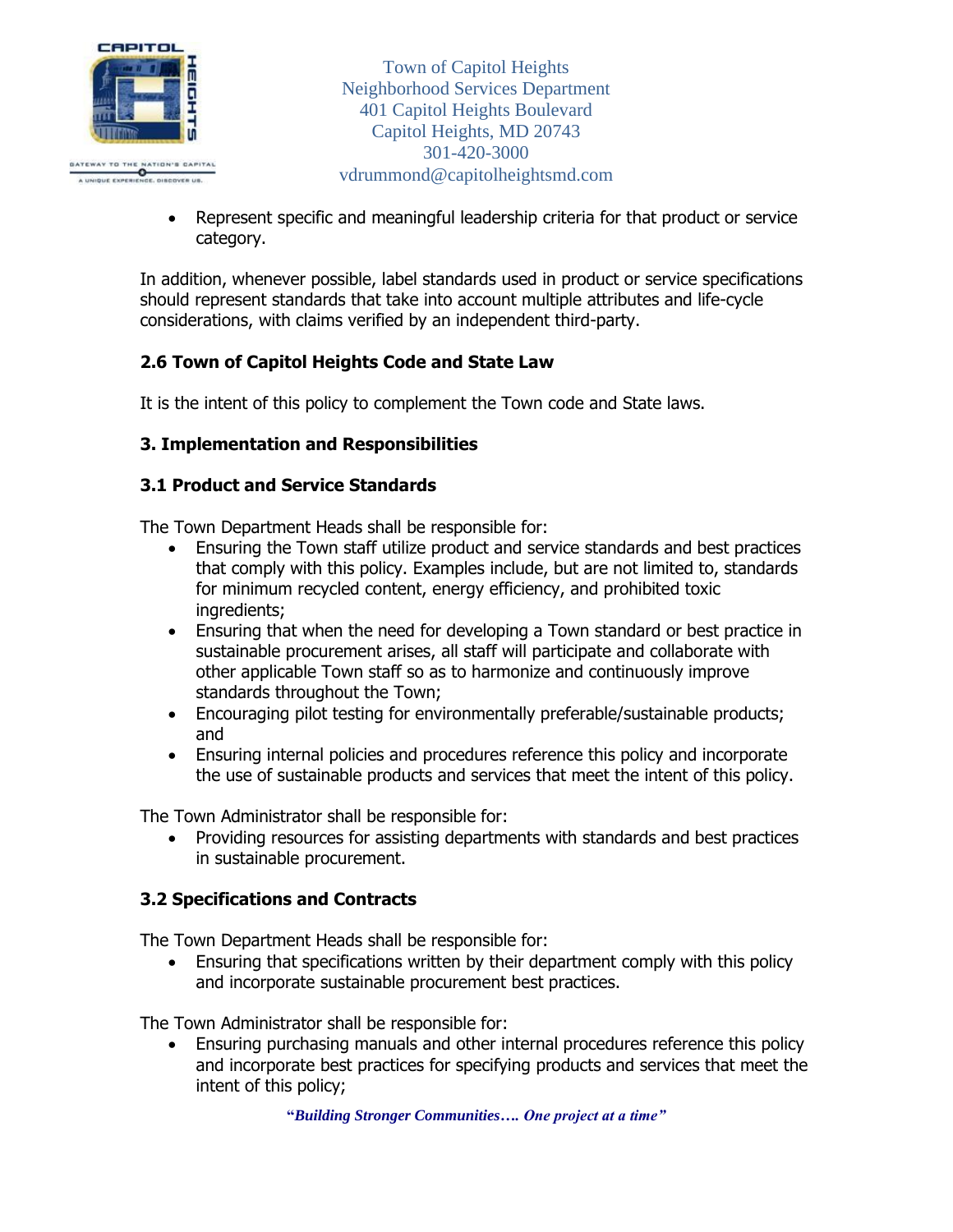- Represent specific and meaningful leadership criteria for that product or service category.

In addition, whenever possible, label standards used in product or service specifications should represent standards that take into account multiple attributes and life-cycle considerations, with claims verified by an independent third-party.

### 2.6 Town of Capitol Heights Code and State Law

It is the intent of this policy to complement the Town code and State laws.

## 3. Implementation and Responsibilities

### 3.1 Product and Service Standards

The Town Department Heads shall be responsible for:

- Ensuring the Town staff utilize product and service standards and best practices that comply with this policy. Examples include, but are not limited to, standards for minimum recycled content, energy efficiency, and prohibited toxic ingredients;
- Ensuring that when the need for developing a Town standard or best practice in sustainable procurement arises, all staff will participate and collaborate with other applicable Town staff so as to harmonize and continuously improve standards throughout the Town;
- Encouraging pilot testing for environmentally preferable/sustainable products; and
- Ensuring internal policies and procedures reference this policy and incorporate the use of sustainable products and services that meet the intent of this policy.

The Town Administrator shall be responsible for:

- Providing resources for assisting departments with standards and best practices in sustainable procurement.

### 3.2 Specifications and Contracts

The Town Department Heads shall be responsible for:

- Ensuring that specifications written by their department comply with this policy and incorporate sustainable procurement best practices.

The Town Administrator shall be responsible for:

- Ensuring purchasing manuals and other internal procedures reference this policy and incorporate best practices for specifying products and services that meet the intent of this policy;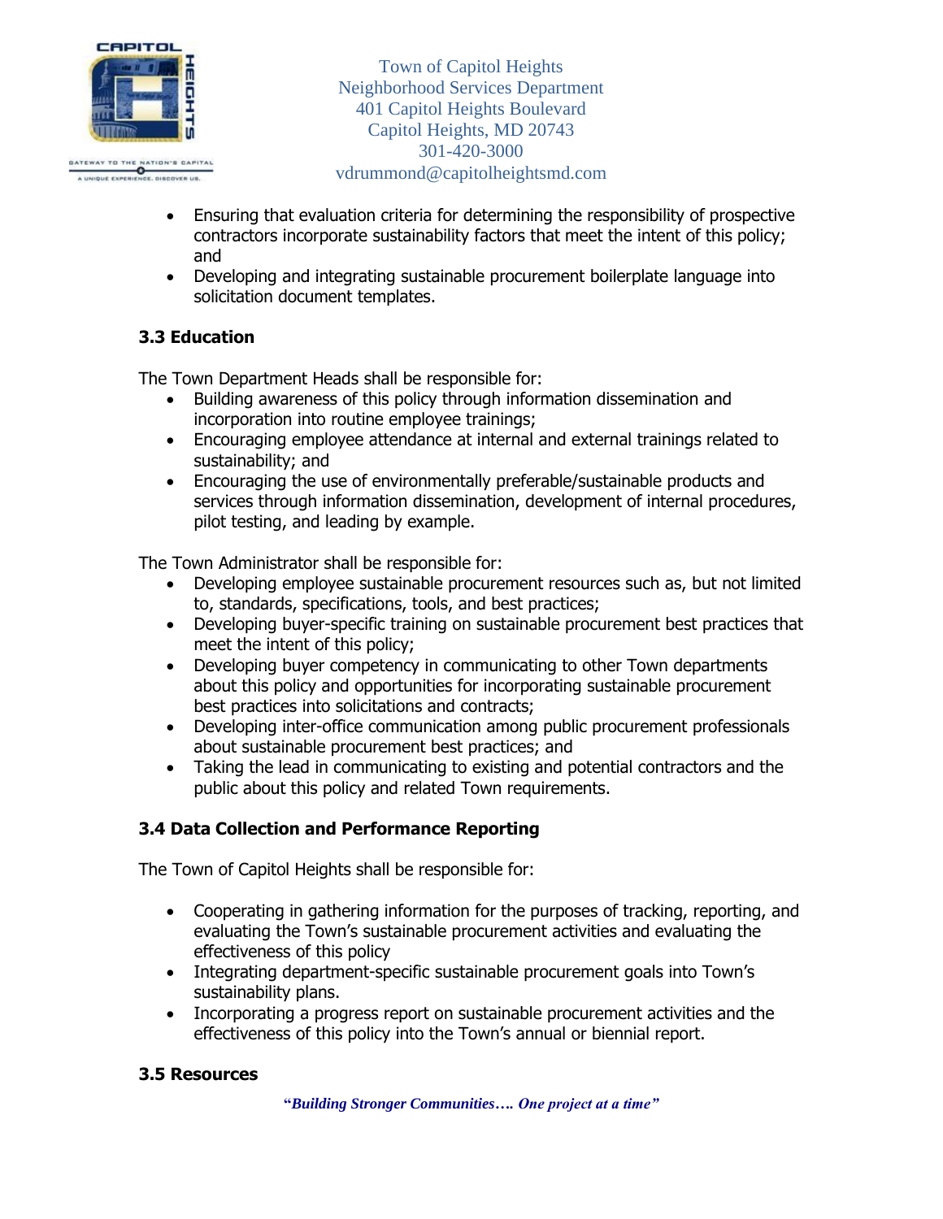- Ensuring that evaluation criteria for determining the responsibility of prospective contractors incorporate sustainability factors that meet the intent of this policy; and
- Developing and integrating sustainable procurement boilerplate language into solicitation document templates.

### 3.3 Education

The Town Department Heads shall be responsible for:

- Building awareness of this policy through information dissemination and incorporation into routine employee trainings;
- Encouraging employee attendance at internal and external trainings related to sustainability; and
- Encouraging the use of environmentally preferable/sustainable products and services through information dissemination, development of internal procedures, pilot testing, and leading by example.

The Town Administrator shall be responsible for:

- Developing employee sustainable procurement resources such as, but not limited to, standards, specifications, tools, and best practices;
- Developing buyer-specific training on sustainable procurement best practices that meet the intent of this policy;
- Developing buyer competency in communicating to other Town departments about this policy and opportunities for incorporating sustainable procurement best practices into solicitations and contracts;
- Developing inter-office communication among public procurement professionals about sustainable procurement best practices; and
- Taking the lead in communicating to existing and potential contractors and the public about this policy and related Town requirements.

### 3.4 Data Collection and Performance Reporting

The Town of Capitol Heights shall be responsible for:

- Cooperating in gathering information for the purposes of tracking, reporting, and evaluating the Town's sustainable procurement activities and evaluating the effectiveness of this policy
- Integrating department-specific sustainable procurement goals into Town's sustainability plans.
- Incorporating a progress report on sustainable procurement activities and the effectiveness of this policy into the Town's annual or biennial report.

### 3.5 Resources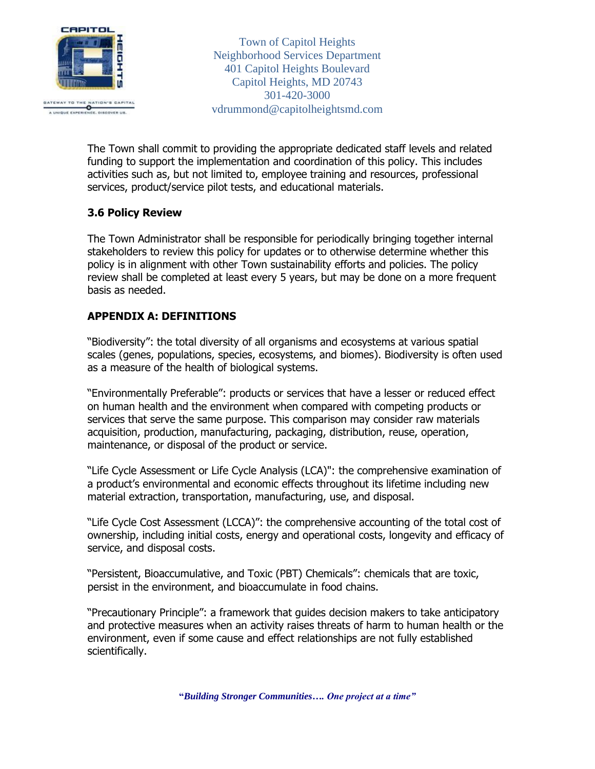The Town shall commit to providing the appropriate dedicated staff levels and related funding to support the implementation and coordination of this policy. This includes activities such as, but not limited to, employee training and resources, professional services, product/service pilot tests, and educational materials.

### 3.6 Policy Review

The Town Administrator shall be responsible for periodically bringing together internal stakeholders to review this policy for updates or to otherwise determine whether this policy is in alignment with other Town sustainability efforts and policies. The policy review shall be completed at least every 5 years, but may be done on a more frequent basis as needed.

## APPENDIX A: DEFINITIONS

"Biodiversity": the total diversity of all organisms and ecosystems at various spatial scales (genes, populations, species, ecosystems, and biomes). Biodiversity is often used as a measure of the health of biological systems.

"Environmentally Preferable": products or services that have a lesser or reduced effect on human health and the environment when compared with competing products or services that serve the same purpose. This comparison may consider raw materials acquisition, production, manufacturing, packaging, distribution, reuse, operation, maintenance, or disposal of the product or service.

"Life Cycle Assessment or Life Cycle Analysis (LCA)": the comprehensive examination of a product's environmental and economic effects throughout its lifetime including new material extraction, transportation, manufacturing, use, and disposal.

"Life Cycle Cost Assessment (LCCA)": the comprehensive accounting of the total cost of ownership, including initial costs, energy and operational costs, longevity and efficacy of service, and disposal costs.

"Persistent, Bioaccumulative, and Toxic (PBT) Chemicals": chemicals that are toxic, persist in the environment, and bioaccumulate in food chains.

"Precautionary Principle": a framework that guides decision makers to take anticipatory and protective measures when an activity raises threats of harm to human health or the environment, even if some cause and effect relationships are not fully established scientifically.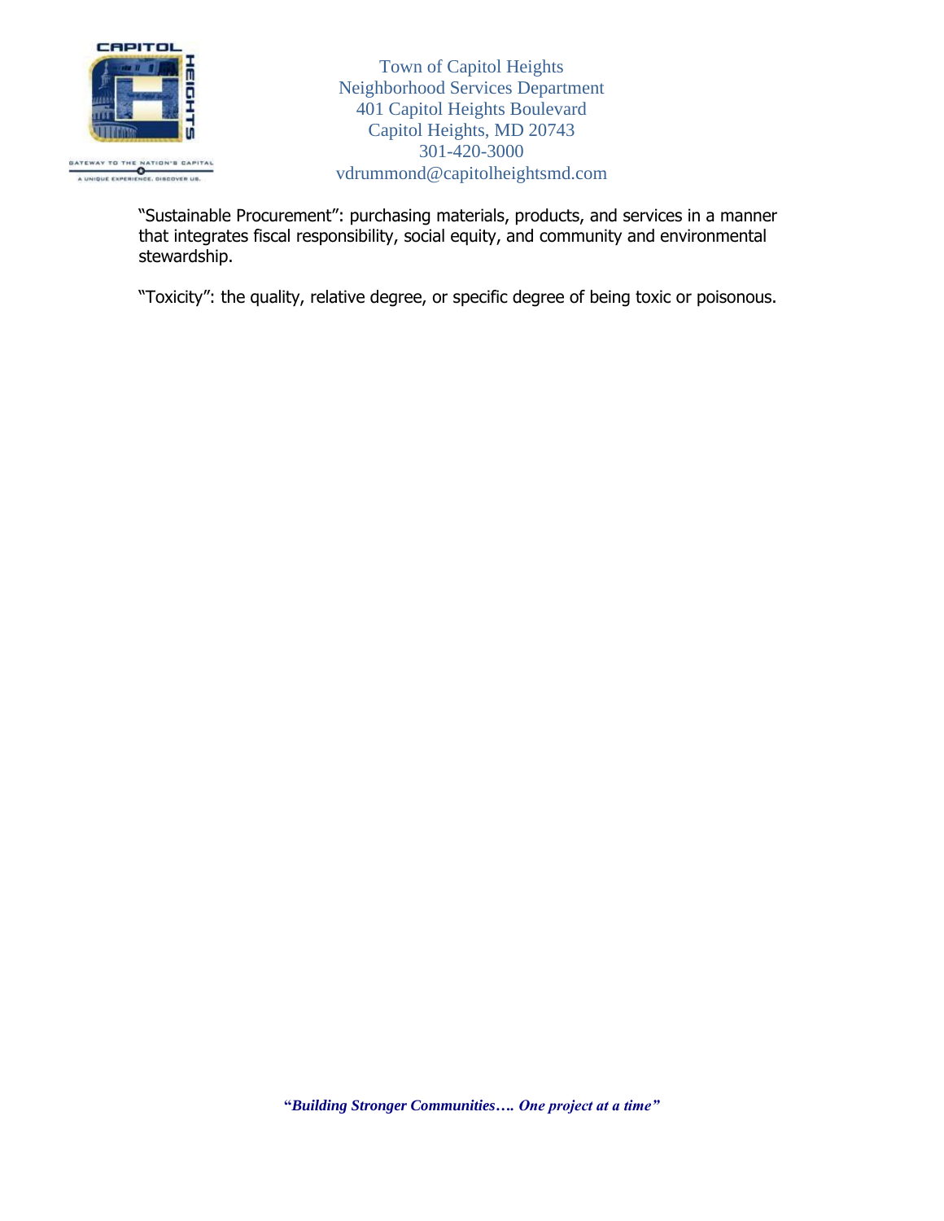"Sustainable Procurement": purchasing materials, products, and services in a manner that integrates fiscal responsibility, social equity, and community and environmental stewardship.

"Toxicity": the quality, relative degree, or specific degree of being toxic or poisonous.